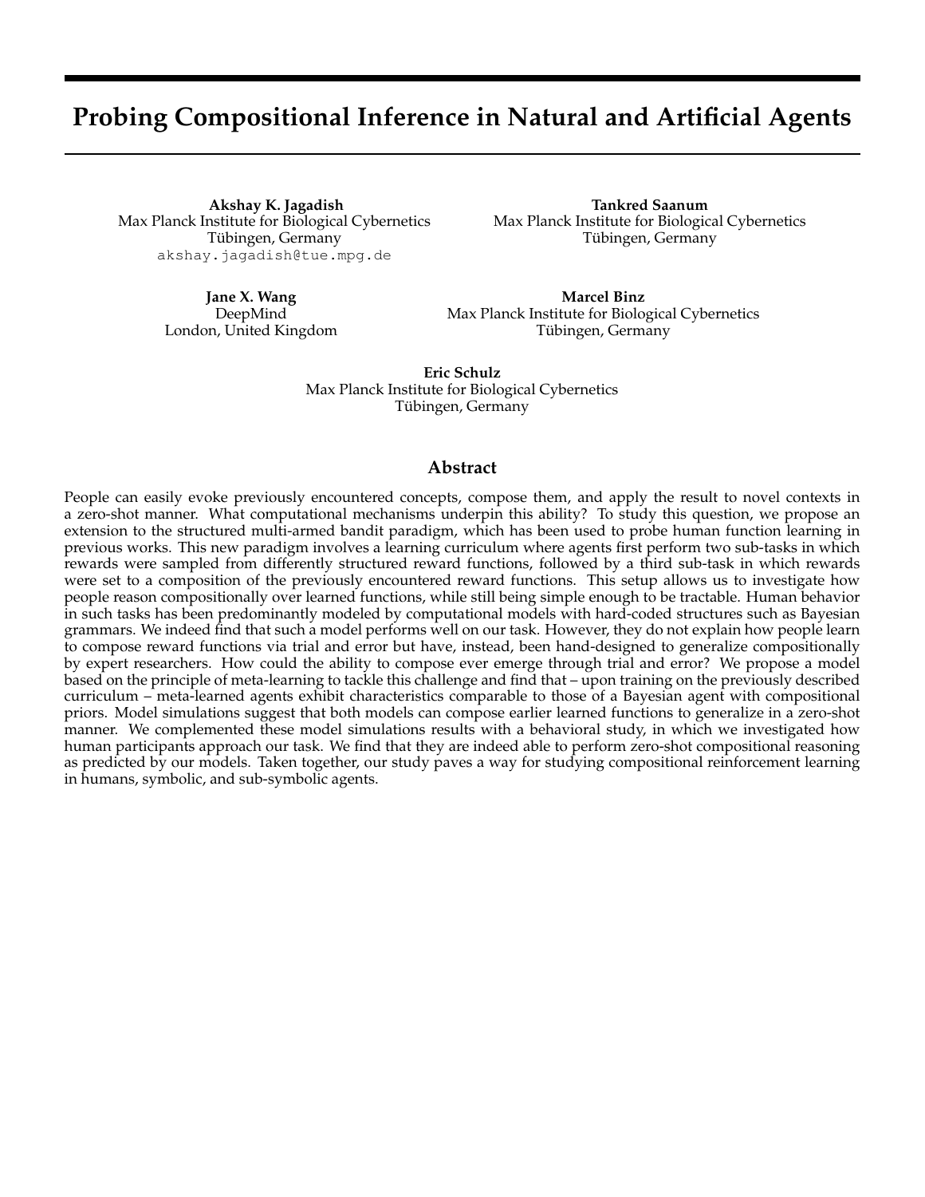# Probing Compositional Inference in Natural and Artificial Agents

**Akshay K. Jagadish**
Max Planck Institute for Biological Cybernetics
Tübingen, Germany
akshay.jagadish@tue.mpg.de

**Tankred Saanum**
Max Planck Institute for Biological Cybernetics
Tübingen, Germany

**Jane X. Wang**
DeepMind
London, United Kingdom

**Marcel Binz**
Max Planck Institute for Biological Cybernetics
Tübingen, Germany

**Eric Schulz**
Max Planck Institute for Biological Cybernetics
Tübingen, Germany

## Abstract

People can easily evoke previously encountered concepts, compose them, and apply the result to novel contexts in a zero-shot manner. What computational mechanisms underpin this ability? To study this question, we propose an extension to the structured multi-armed bandit paradigm, which has been used to probe human function learning in previous works. This new paradigm involves a learning curriculum where agents first perform two sub-tasks in which rewards were sampled from differently structured reward functions, followed by a third sub-task in which rewards were set to a composition of the previously encountered reward functions. This setup allows us to investigate how people reason compositionally over learned functions, while still being simple enough to be tractable. Human behavior in such tasks has been predominantly modeled by computational models with hard-coded structures such as Bayesian grammars. We indeed find that such a model performs well on our task. However, they do not explain how people learn to compose reward functions via trial and error but have, instead, been hand-designed to generalize compositionally by expert researchers. How could the ability to compose ever emerge through trial and error? We propose a model based on the principle of meta-learning to tackle this challenge and find that – upon training on the previously described curriculum – meta-learned agents exhibit characteristics comparable to those of a Bayesian agent with compositional priors. Model simulations suggest that both models can compose earlier learned functions to generalize in a zero-shot manner. We complemented these model simulations results with a behavioral study, in which we investigated how human participants approach our task. We find that they are indeed able to perform zero-shot compositional reasoning as predicted by our models. Taken together, our study paves a way for studying compositional reinforcement learning in humans, symbolic, and sub-symbolic agents.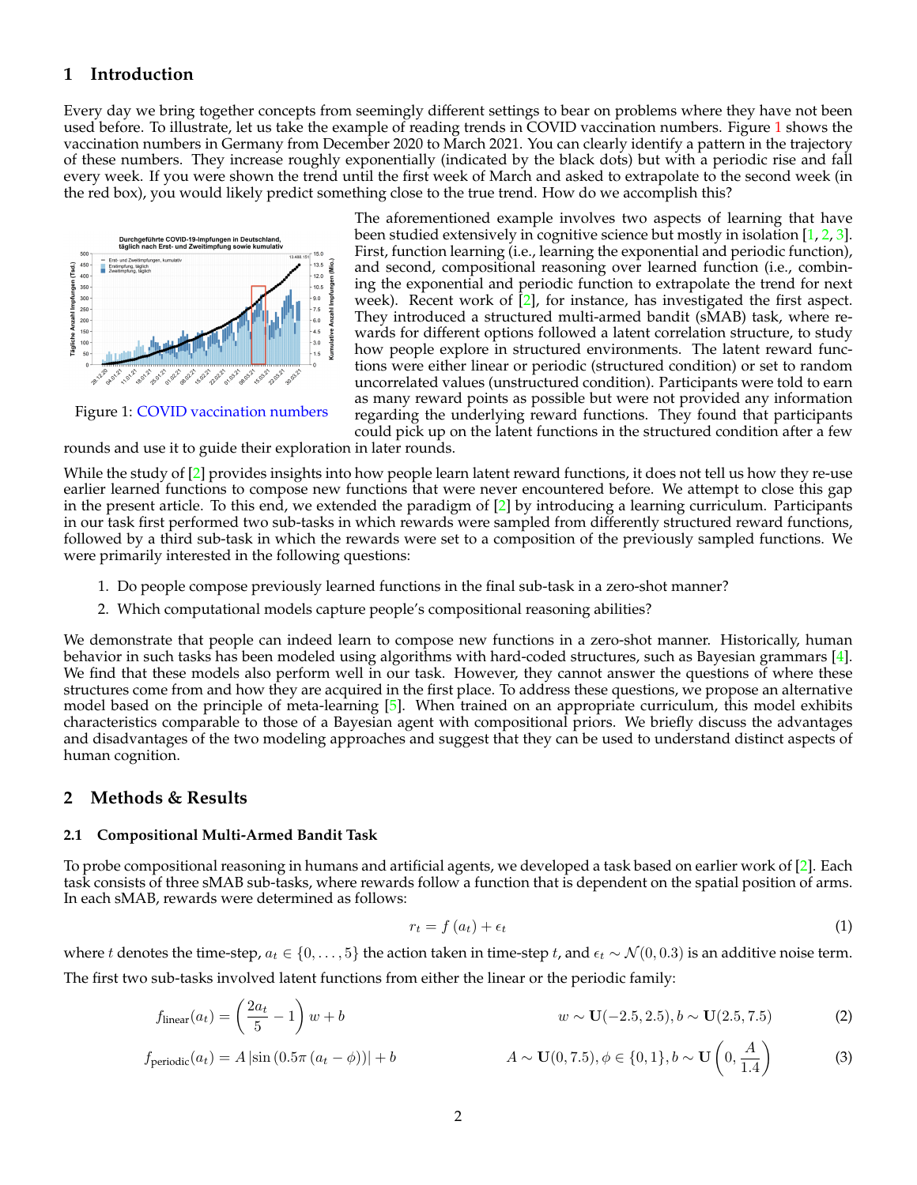## 1 Introduction

Every day we bring together concepts from seemingly different settings to bear on problems where they have not been used before. To illustrate, let us take the example of reading trends in COVID vaccination numbers. Figure 1 shows the vaccination numbers in Germany from December 2020 to March 2021. You can clearly identify a pattern in the trajectory of these numbers. They increase roughly exponentially (indicated by the black dots) but with a periodic rise and fall every week. If you were shown the trend until the first week of March and asked to extrapolate to the second week (in the red box), you would likely predict something close to the true trend. How do we accomplish this?

Figure 1: COVID vaccination numbers

The aforementioned example involves two aspects of learning that have been studied extensively in cognitive science but mostly in isolation [1, 2, 3]. First, function learning (i.e., learning the exponential and periodic function), and second, compositional reasoning over learned function (i.e., combining the exponential and periodic function to extrapolate the trend for next week). Recent work of [2], for instance, has investigated the first aspect. They introduced a structured multi-armed bandit (sMAB) task, where rewards for different options followed a latent correlation structure, to study how people explore in structured environments. The latent reward functions were either linear or periodic (structured condition) or set to random uncorrelated values (unstructured condition). Participants were told to earn as many reward points as possible but were not provided any information regarding the underlying reward functions. They found that participants could pick up on the latent functions in the structured condition after a few rounds and use it to guide their exploration in later rounds.

While the study of [2] provides insights into how people learn latent reward functions, it does not tell us how they re-use earlier learned functions to compose new functions that were never encountered before. We attempt to close this gap in the present article. To this end, we extended the paradigm of [2] by introducing a learning curriculum. Participants in our task first performed two sub-tasks in which rewards were sampled from differently structured reward functions, followed by a third sub-task in which the rewards were set to a composition of the previously sampled functions. We were primarily interested in the following questions:

1. Do people compose previously learned functions in the final sub-task in a zero-shot manner?
2. Which computational models capture people's compositional reasoning abilities?

We demonstrate that people can indeed learn to compose new functions in a zero-shot manner. Historically, human behavior in such tasks has been modeled using algorithms with hard-coded structures, such as Bayesian grammars [4]. We find that these models also perform well in our task. However, they cannot answer the questions of where these structures come from and how they are acquired in the first place. To address these questions, we propose an alternative model based on the principle of meta-learning [5]. When trained on an appropriate curriculum, this model exhibits characteristics comparable to those of a Bayesian agent with compositional priors. We briefly discuss the advantages and disadvantages of the two modeling approaches and suggest that they can be used to understand distinct aspects of human cognition.

## 2 Methods & Results

### 2.1 Compositional Multi-Armed Bandit Task

To probe compositional reasoning in humans and artificial agents, we developed a task based on earlier work of [2]. Each task consists of three sMAB sub-tasks, where rewards follow a function that is dependent on the spatial position of arms. In each sMAB, rewards were determined as follows:

$$r_t = f(a_t) + \epsilon_t \tag{1}$$

where $t$ denotes the time-step, $a_t \in \{0, \ldots, 5\}$ the action taken in time-step $t$, and $\epsilon_t \sim \mathcal{N}(0, 0.3)$ is an additive noise term.

The first two sub-tasks involved latent functions from either the linear or the periodic family:

$$f_{\text{linear}}(a_t) = \left(\frac{2a_t}{5} - 1\right) w + b \qquad w \sim \mathbf{U}(-2.5, 2.5), b \sim \mathbf{U}(2.5, 7.5) \tag{2}$$

$$f_{\text{periodic}}(a_t) = A \left|\sin\left(0.5\pi\left(a_t - \phi\right)\right)\right| + b \qquad A \sim \mathbf{U}(0, 7.5), \phi \in \{0, 1\}, b \sim \mathbf{U}\left(0, \frac{A}{1.4}\right) \tag{3}$$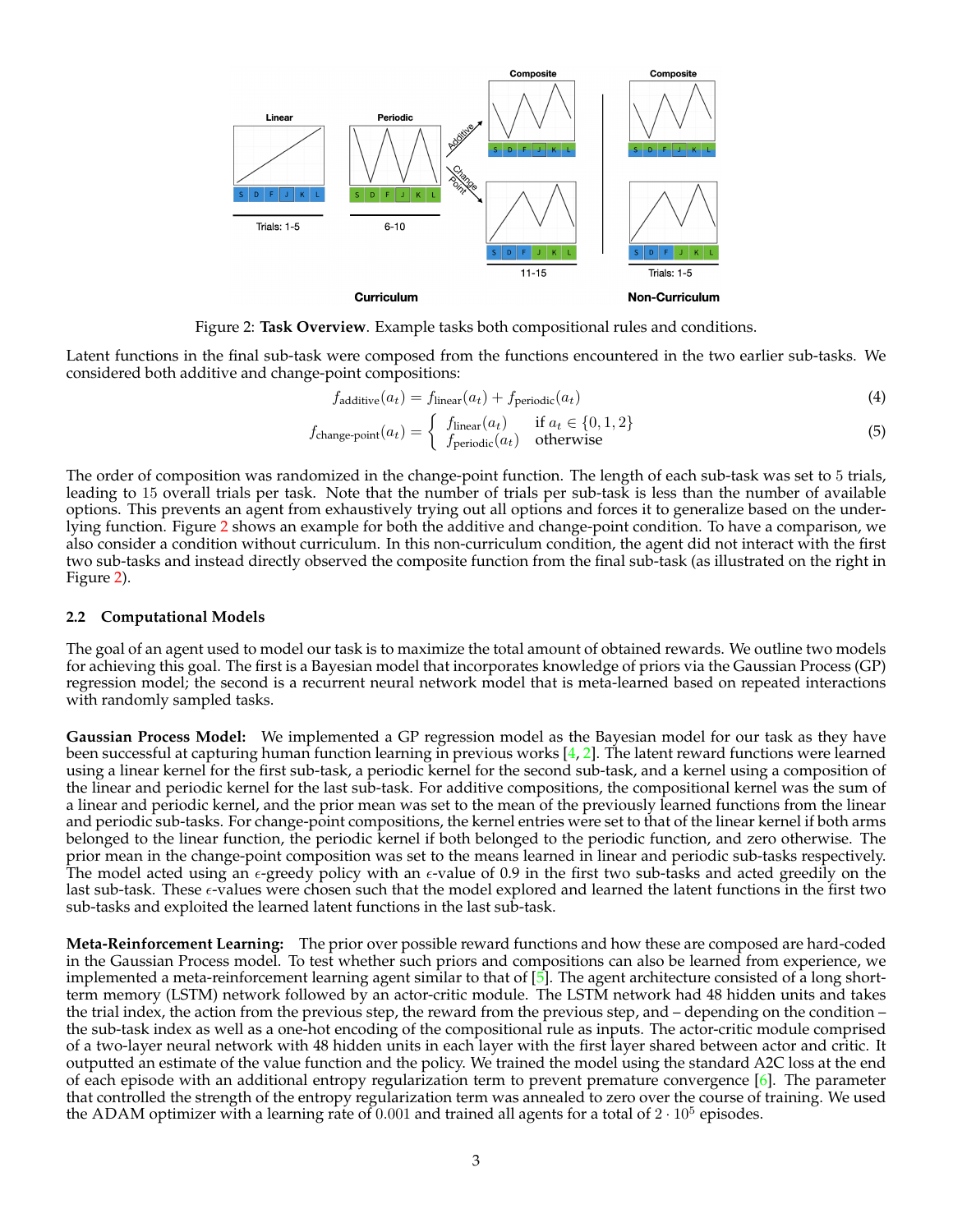Figure 2: **Task Overview**. Example tasks both compositional rules and conditions.

Latent functions in the final sub-task were composed from the functions encountered in the two earlier sub-tasks. We considered both additive and change-point compositions:

$$f_{\text{additive}}(a_t) = f_{\text{linear}}(a_t) + f_{\text{periodic}}(a_t) \tag{4}$$

$$f_{\text{change-point}}(a_t) = \begin{cases} f_{\text{linear}}(a_t) & \text{if } a_t \in \{0, 1, 2\} \\ f_{\text{periodic}}(a_t) & \text{otherwise} \end{cases} \tag{5}$$

The order of composition was randomized in the change-point function. The length of each sub-task was set to 5 trials, leading to 15 overall trials per task. Note that the number of trials per sub-task is less than the number of available options. This prevents an agent from exhaustively trying out all options and forces it to generalize based on the underlying function. Figure 2 shows an example for both the additive and change-point condition. To have a comparison, we also consider a condition without curriculum. In this non-curriculum condition, the agent did not interact with the first two sub-tasks and instead directly observed the composite function from the final sub-task (as illustrated on the right in Figure 2).

### 2.2 Computational Models

The goal of an agent used to model our task is to maximize the total amount of obtained rewards. We outline two models for achieving this goal. The first is a Bayesian model that incorporates knowledge of priors via the Gaussian Process (GP) regression model; the second is a recurrent neural network model that is meta-learned based on repeated interactions with randomly sampled tasks.

**Gaussian Process Model:** We implemented a GP regression model as the Bayesian model for our task as they have been successful at capturing human function learning in previous works [4, 2]. The latent reward functions were learned using a linear kernel for the first sub-task, a periodic kernel for the second sub-task, and a kernel using a composition of the linear and periodic kernel for the last sub-task. For additive compositions, the compositional kernel was the sum of a linear and periodic kernel, and the prior mean was set to the mean of the previously learned functions from the linear and periodic sub-tasks. For change-point compositions, the kernel entries were set to that of the linear kernel if both arms belonged to the linear function, the periodic kernel if both belonged to the periodic function, and zero otherwise. The prior mean in the change-point composition was set to the means learned in linear and periodic sub-tasks respectively. The model acted using an $\epsilon$-greedy policy with an $\epsilon$-value of 0.9 in the first two sub-tasks and acted greedily on the last sub-task. These $\epsilon$-values were chosen such that the model explored and learned the latent functions in the first two sub-tasks and exploited the learned latent functions in the last sub-task.

**Meta-Reinforcement Learning:** The prior over possible reward functions and how these are composed are hard-coded in the Gaussian Process model. To test whether such priors and compositions can also be learned from experience, we implemented a meta-reinforcement learning agent similar to that of [5]. The agent architecture consisted of a long short-term memory (LSTM) network followed by an actor-critic module. The LSTM network had 48 hidden units and takes the trial index, the action from the previous step, the reward from the previous step, and – depending on the condition – the sub-task index as well as a one-hot encoding of the compositional rule as inputs. The actor-critic module comprised of a two-layer neural network with 48 hidden units in each layer with the first layer shared between actor and critic. It outputted an estimate of the value function and the policy. We trained the model using the standard A2C loss at the end of each episode with an additional entropy regularization term to prevent premature convergence [6]. The parameter that controlled the strength of the entropy regularization term was annealed to zero over the course of training. We used the ADAM optimizer with a learning rate of 0.001 and trained all agents for a total of $2 \cdot 10^5$ episodes.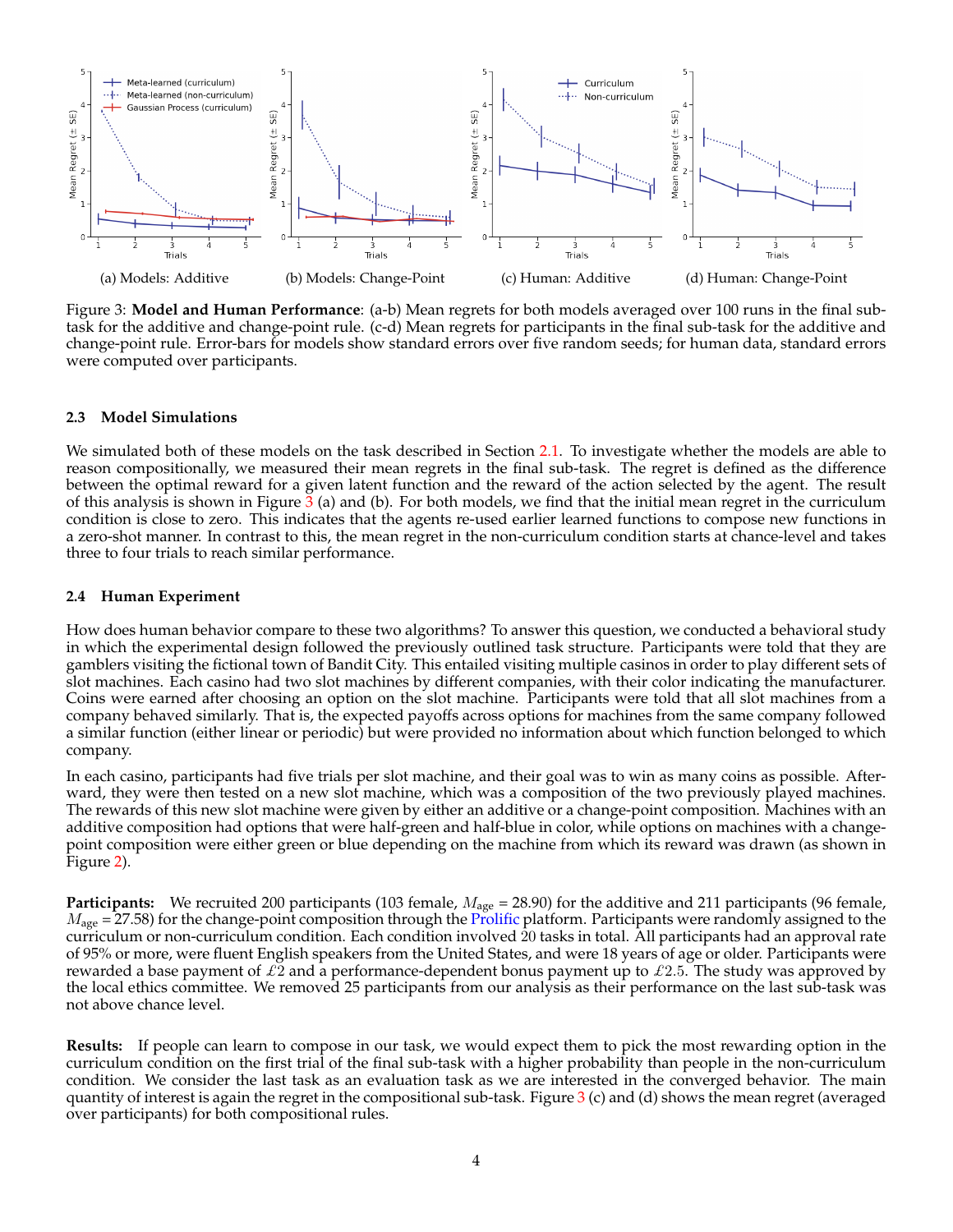(a) Models: Additive

(b) Models: Change-Point

(c) Human: Additive

(d) Human: Change-Point

Figure 3: **Model and Human Performance**: (a-b) Mean regrets for both models averaged over 100 runs in the final sub-task for the additive and change-point rule. (c-d) Mean regrets for participants in the final sub-task for the additive and change-point rule. Error-bars for models show standard errors over five random seeds; for human data, standard errors were computed over participants.

### 2.3 Model Simulations

We simulated both of these models on the task described in Section 2.1. To investigate whether the models are able to reason compositionally, we measured their mean regrets in the final sub-task. The regret is defined as the difference between the optimal reward for a given latent function and the reward of the action selected by the agent. The result of this analysis is shown in Figure 3 (a) and (b). For both models, we find that the initial mean regret in the curriculum condition is close to zero. This indicates that the agents re-used earlier learned functions to compose new functions in a zero-shot manner. In contrast to this, the mean regret in the non-curriculum condition starts at chance-level and takes three to four trials to reach similar performance.

### 2.4 Human Experiment

How does human behavior compare to these two algorithms? To answer this question, we conducted a behavioral study in which the experimental design followed the previously outlined task structure. Participants were told that they are gamblers visiting the fictional town of Bandit City. This entailed visiting multiple casinos in order to play different sets of slot machines. Each casino had two slot machines by different companies, with their color indicating the manufacturer. Coins were earned after choosing an option on the slot machine. Participants were told that all slot machines from a company behaved similarly. That is, the expected payoffs across options for machines from the same company followed a similar function (either linear or periodic) but were provided no information about which function belonged to which company.

In each casino, participants had five trials per slot machine, and their goal was to win as many coins as possible. Afterward, they were then tested on a new slot machine, which was a composition of the two previously played machines. The rewards of this new slot machine were given by either an additive or a change-point composition. Machines with an additive composition had options that were half-green and half-blue in color, while options on machines with a change-point composition were either green or blue depending on the machine from which its reward was drawn (as shown in Figure 2).

**Participants:** We recruited 200 participants (103 female, $M_{\text{age}} = 28.90$) for the additive and 211 participants (96 female, $M_{\text{age}} = 27.58$) for the change-point composition through the Prolific platform. Participants were randomly assigned to the curriculum or non-curriculum condition. Each condition involved 20 tasks in total. All participants had an approval rate of 95% or more, were fluent English speakers from the United States, and were 18 years of age or older. Participants were rewarded a base payment of £2 and a performance-dependent bonus payment up to £2.5. The study was approved by the local ethics committee. We removed 25 participants from our analysis as their performance on the last sub-task was not above chance level.

**Results:** If people can learn to compose in our task, we would expect them to pick the most rewarding option in the curriculum condition on the first trial of the final sub-task with a higher probability than people in the non-curriculum condition. We consider the last task as an evaluation task as we are interested in the converged behavior. The main quantity of interest is again the regret in the compositional sub-task. Figure 3 (c) and (d) shows the mean regret (averaged over participants) for both compositional rules.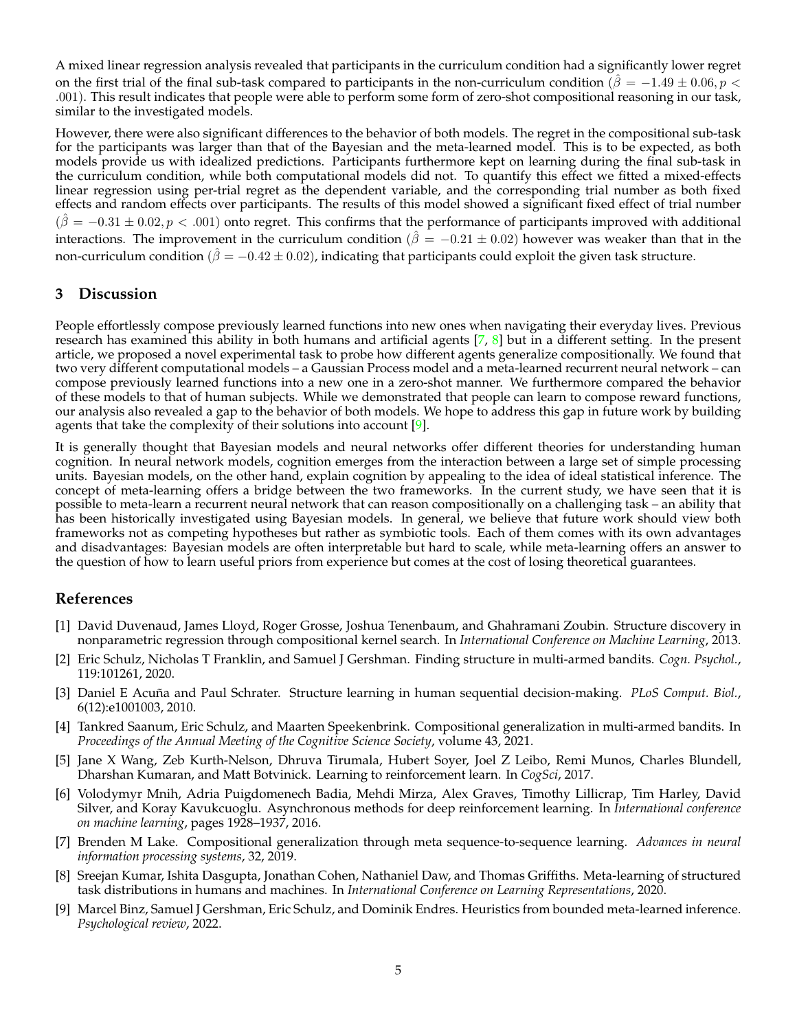A mixed linear regression analysis revealed that participants in the curriculum condition had a significantly lower regret on the first trial of the final sub-task compared to participants in the non-curriculum condition ($\hat{\beta} = -1.49 \pm 0.06, p < .001$). This result indicates that people were able to perform some form of zero-shot compositional reasoning in our task, similar to the investigated models.

However, there were also significant differences to the behavior of both models. The regret in the compositional sub-task for the participants was larger than that of the Bayesian and the meta-learned model. This is to be expected, as both models provide us with idealized predictions. Participants furthermore kept on learning during the final sub-task in the curriculum condition, while both computational models did not. To quantify this effect we fitted a mixed-effects linear regression using per-trial regret as the dependent variable, and the corresponding trial number as both fixed effects and random effects over participants. The results of this model showed a significant fixed effect of trial number ($\hat{\beta} = -0.31 \pm 0.02, p < .001$) onto regret. This confirms that the performance of participants improved with additional interactions. The improvement in the curriculum condition ($\hat{\beta} = -0.21 \pm 0.02$) however was weaker than that in the non-curriculum condition ($\hat{\beta} = -0.42 \pm 0.02$), indicating that participants could exploit the given task structure.

## 3 Discussion

People effortlessly compose previously learned functions into new ones when navigating their everyday lives. Previous research has examined this ability in both humans and artificial agents [7, 8] but in a different setting. In the present article, we proposed a novel experimental task to probe how different agents generalize compositionally. We found that two very different computational models – a Gaussian Process model and a meta-learned recurrent neural network – can compose previously learned functions into a new one in a zero-shot manner. We furthermore compared the behavior of these models to that of human subjects. While we demonstrated that people can learn to compose reward functions, our analysis also revealed a gap to the behavior of both models. We hope to address this gap in future work by building agents that take the complexity of their solutions into account [9].

It is generally thought that Bayesian models and neural networks offer different theories for understanding human cognition. In neural network models, cognition emerges from the interaction between a large set of simple processing units. Bayesian models, on the other hand, explain cognition by appealing to the idea of ideal statistical inference. The concept of meta-learning offers a bridge between the two frameworks. In the current study, we have seen that it is possible to meta-learn a recurrent neural network that can reason compositionally on a challenging task – an ability that has been historically investigated using Bayesian models. In general, we believe that future work should view both frameworks not as competing hypotheses but rather as symbiotic tools. Each of them comes with its own advantages and disadvantages: Bayesian models are often interpretable but hard to scale, while meta-learning offers an answer to the question of how to learn useful priors from experience but comes at the cost of losing theoretical guarantees.

## References

[1] David Duvenaud, James Lloyd, Roger Grosse, Joshua Tenenbaum, and Ghahramani Zoubin. Structure discovery in nonparametric regression through compositional kernel search. In *International Conference on Machine Learning*, 2013.

[2] Eric Schulz, Nicholas T Franklin, and Samuel J Gershman. Finding structure in multi-armed bandits. *Cogn. Psychol.*, 119:101261, 2020.

[3] Daniel E Acuña and Paul Schrater. Structure learning in human sequential decision-making. *PLoS Comput. Biol.*, 6(12):e1001003, 2010.

[4] Tankred Saanum, Eric Schulz, and Maarten Speekenbrink. Compositional generalization in multi-armed bandits. In *Proceedings of the Annual Meeting of the Cognitive Science Society*, volume 43, 2021.

[5] Jane X Wang, Zeb Kurth-Nelson, Dhruva Tirumala, Hubert Soyer, Joel Z Leibo, Remi Munos, Charles Blundell, Dharshan Kumaran, and Matt Botvinick. Learning to reinforcement learn. In *CogSci*, 2017.

[6] Volodymyr Mnih, Adria Puigdomenech Badia, Mehdi Mirza, Alex Graves, Timothy Lillicrap, Tim Harley, David Silver, and Koray Kavukcuoglu. Asynchronous methods for deep reinforcement learning. In *International conference on machine learning*, pages 1928–1937, 2016.

[7] Brenden M Lake. Compositional generalization through meta sequence-to-sequence learning. *Advances in neural information processing systems*, 32, 2019.

[8] Sreejan Kumar, Ishita Dasgupta, Jonathan Cohen, Nathaniel Daw, and Thomas Griffiths. Meta-learning of structured task distributions in humans and machines. In *International Conference on Learning Representations*, 2020.

[9] Marcel Binz, Samuel J Gershman, Eric Schulz, and Dominik Endres. Heuristics from bounded meta-learned inference. *Psychological review*, 2022.